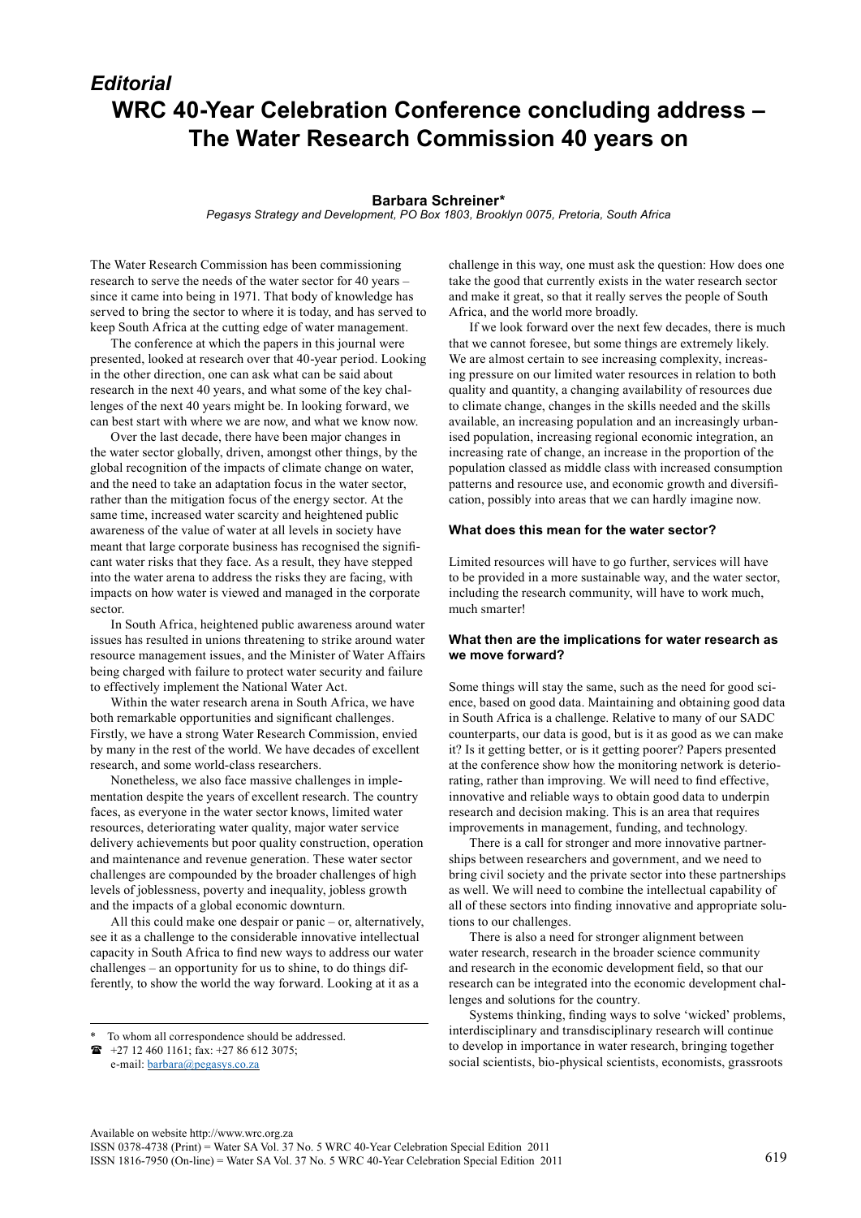*Editorial*

# WRC 40-Year Celebration Conference concluding address – The Water Research Commission 40 years on

**Barbara Schreiner***

*Pegasys Strategy and Development, PO Box 1803, Brooklyn 0075, Pretoria, South Africa*

The Water Research Commission has been commissioning research to serve the needs of the water sector for 40 years – since it came into being in 1971. That body of knowledge has served to bring the sector to where it is today, and has served to keep South Africa at the cutting edge of water management.

The conference at which the papers in this journal were presented, looked at research over that 40-year period. Looking in the other direction, one can ask what can be said about research in the next 40 years, and what some of the key challenges of the next 40 years might be. In looking forward, we can best start with where we are now, and what we know now.

Over the last decade, there have been major changes in the water sector globally, driven, amongst other things, by the global recognition of the impacts of climate change on water, and the need to take an adaptation focus in the water sector, rather than the mitigation focus of the energy sector. At the same time, increased water scarcity and heightened public awareness of the value of water at all levels in society have meant that large corporate business has recognised the significant water risks that they face. As a result, they have stepped into the water arena to address the risks they are facing, with impacts on how water is viewed and managed in the corporate sector.

In South Africa, heightened public awareness around water issues has resulted in unions threatening to strike around water resource management issues, and the Minister of Water Affairs being charged with failure to protect water security and failure to effectively implement the National Water Act.

Within the water research arena in South Africa, we have both remarkable opportunities and significant challenges. Firstly, we have a strong Water Research Commission, envied by many in the rest of the world. We have decades of excellent research, and some world-class researchers.

Nonetheless, we also face massive challenges in implementation despite the years of excellent research. The country faces, as everyone in the water sector knows, limited water resources, deteriorating water quality, major water service delivery achievements but poor quality construction, operation and maintenance and revenue generation. These water sector challenges are compounded by the broader challenges of high levels of joblessness, poverty and inequality, jobless growth and the impacts of a global economic downturn.

All this could make one despair or panic – or, alternatively, see it as a challenge to the considerable innovative intellectual capacity in South Africa to find new ways to address our water challenges – an opportunity for us to shine, to do things differently, to show the world the way forward. Looking at it as a challenge in this way, one must ask the question: How does one take the good that currently exists in the water research sector and make it great, so that it really serves the people of South Africa, and the world more broadly.

If we look forward over the next few decades, there is much that we cannot foresee, but some things are extremely likely. We are almost certain to see increasing complexity, increasing pressure on our limited water resources in relation to both quality and quantity, a changing availability of resources due to climate change, changes in the skills needed and the skills available, an increasing population and an increasingly urbanised population, increasing regional economic integration, an increasing rate of change, an increase in the proportion of the population classed as middle class with increased consumption patterns and resource use, and economic growth and diversification, possibly into areas that we can hardly imagine now.

### What does this mean for the water sector?

Limited resources will have to go further, services will have to be provided in a more sustainable way, and the water sector, including the research community, will have to work much, much smarter!

### What then are the implications for water research as we move forward?

Some things will stay the same, such as the need for good science, based on good data. Maintaining and obtaining good data in South Africa is a challenge. Relative to many of our SADC counterparts, our data is good, but is it as good as we can make it? Is it getting better, or is it getting poorer? Papers presented at the conference show how the monitoring network is deteriorating, rather than improving. We will need to find effective, innovative and reliable ways to obtain good data to underpin research and decision making. This is an area that requires improvements in management, funding, and technology.

There is a call for stronger and more innovative partnerships between researchers and government, and we need to bring civil society and the private sector into these partnerships as well. We will need to combine the intellectual capability of all of these sectors into finding innovative and appropriate solutions to our challenges.

There is also a need for stronger alignment between water research, research in the broader science community and research in the economic development field, so that our research can be integrated into the economic development challenges and solutions for the country.

Systems thinking, finding ways to solve 'wicked' problems, interdisciplinary and transdisciplinary research will continue to develop in importance in water research, bringing together social scientists, bio-physical scientists, economists, grassroots

---

\* To whom all correspondence should be addressed.
☎ +27 12 460 1161; fax: +27 86 612 3075;
e-mail: barbara@pegasys.co.za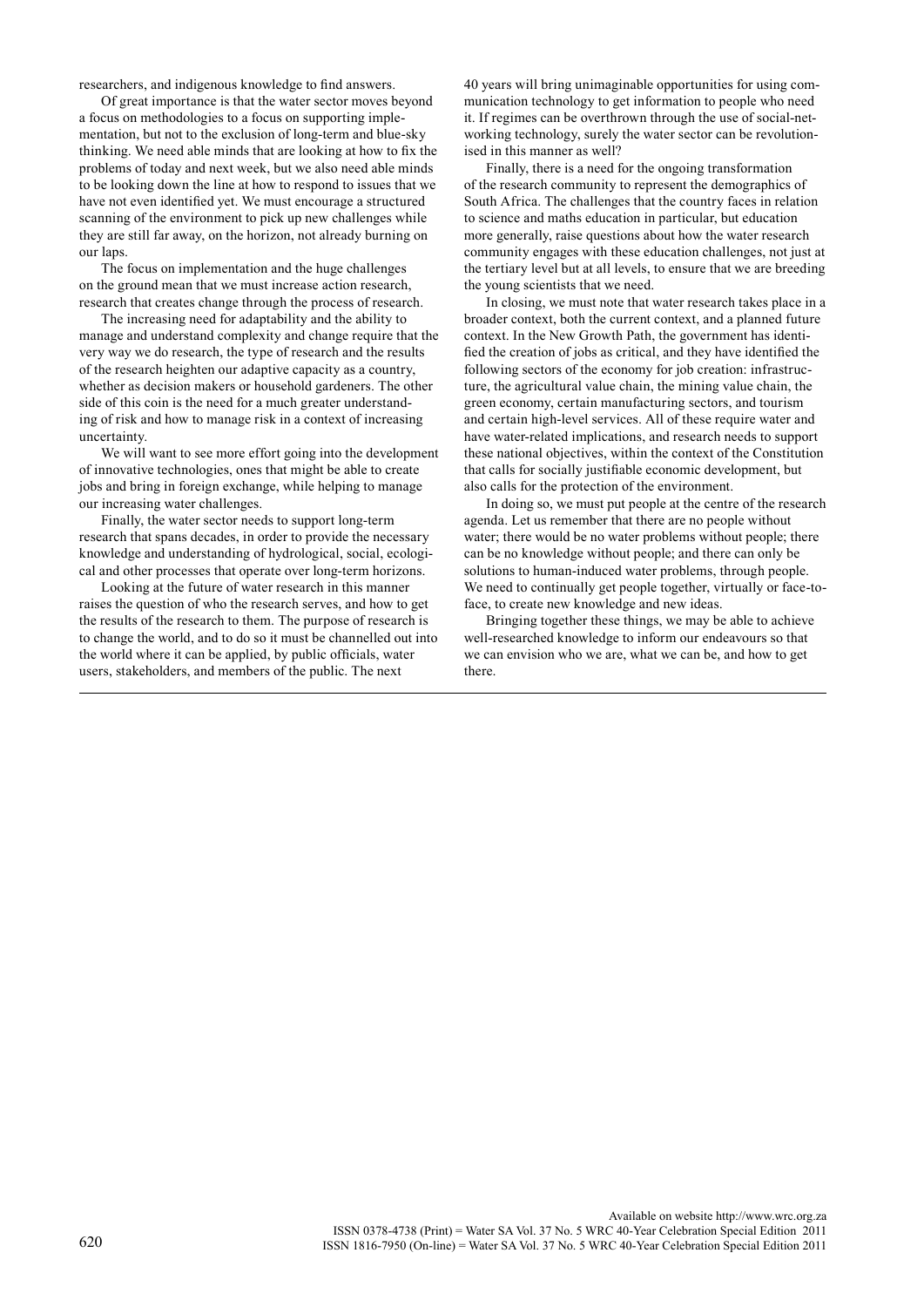researchers, and indigenous knowledge to find answers.

Of great importance is that the water sector moves beyond a focus on methodologies to a focus on supporting implementation, but not to the exclusion of long-term and blue-sky thinking. We need able minds that are looking at how to fix the problems of today and next week, but we also need able minds to be looking down the line at how to respond to issues that we have not even identified yet. We must encourage a structured scanning of the environment to pick up new challenges while they are still far away, on the horizon, not already burning on our laps.

The focus on implementation and the huge challenges on the ground mean that we must increase action research, research that creates change through the process of research.

The increasing need for adaptability and the ability to manage and understand complexity and change require that the very way we do research, the type of research and the results of the research heighten our adaptive capacity as a country, whether as decision makers or household gardeners. The other side of this coin is the need for a much greater understanding of risk and how to manage risk in a context of increasing uncertainty.

We will want to see more effort going into the development of innovative technologies, ones that might be able to create jobs and bring in foreign exchange, while helping to manage our increasing water challenges.

Finally, the water sector needs to support long-term research that spans decades, in order to provide the necessary knowledge and understanding of hydrological, social, ecological and other processes that operate over long-term horizons.

Looking at the future of water research in this manner raises the question of who the research serves, and how to get the results of the research to them. The purpose of research is to change the world, and to do so it must be channelled out into the world where it can be applied, by public officials, water users, stakeholders, and members of the public. The next 40 years will bring unimaginable opportunities for using communication technology to get information to people who need it. If regimes can be overthrown through the use of social-networking technology, surely the water sector can be revolutionised in this manner as well?

Finally, there is a need for the ongoing transformation of the research community to represent the demographics of South Africa. The challenges that the country faces in relation to science and maths education in particular, but education more generally, raise questions about how the water research community engages with these education challenges, not just at the tertiary level but at all levels, to ensure that we are breeding the young scientists that we need.

In closing, we must note that water research takes place in a broader context, both the current context, and a planned future context. In the New Growth Path, the government has identified the creation of jobs as critical, and they have identified the following sectors of the economy for job creation: infrastructure, the agricultural value chain, the mining value chain, the green economy, certain manufacturing sectors, and tourism and certain high-level services. All of these require water and have water-related implications, and research needs to support these national objectives, within the context of the Constitution that calls for socially justifiable economic development, but also calls for the protection of the environment.

In doing so, we must put people at the centre of the research agenda. Let us remember that there are no people without water; there would be no water problems without people; there can be no knowledge without people; and there can only be solutions to human-induced water problems, through people. We need to continually get people together, virtually or face-to-face, to create new knowledge and new ideas.

Bringing together these things, we may be able to achieve well-researched knowledge to inform our endeavours so that we can envision who we are, what we can be, and how to get there.